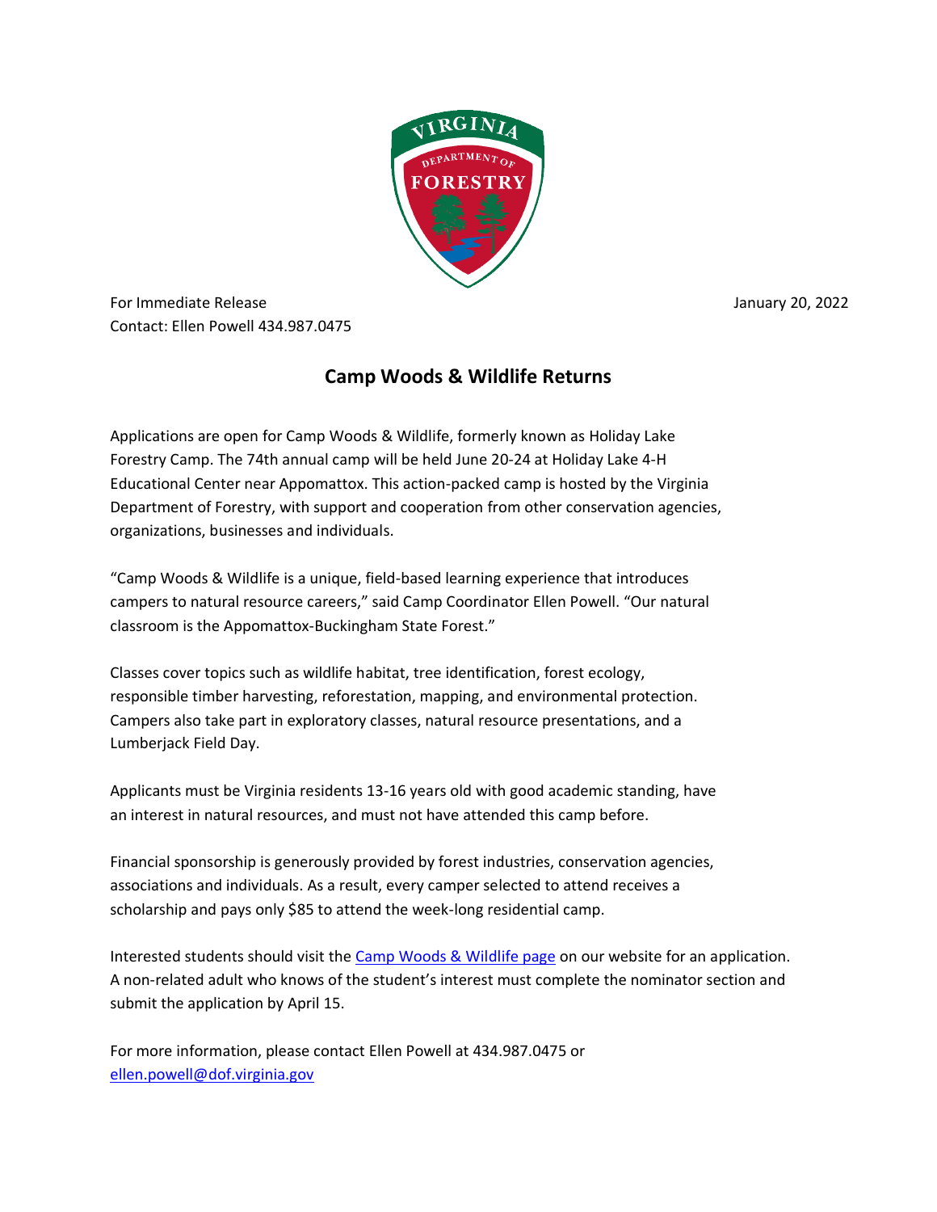For Immediate Release January 20, 2022

Contact: Ellen Powell 434.987.0475

# Camp Woods & Wildlife Returns

Applications are open for Camp Woods & Wildlife, formerly known as Holiday Lake Forestry Camp. The 74th annual camp will be held June 20-24 at Holiday Lake 4-H Educational Center near Appomattox. This action-packed camp is hosted by the Virginia Department of Forestry, with support and cooperation from other conservation agencies, organizations, businesses and individuals.

"Camp Woods & Wildlife is a unique, field-based learning experience that introduces campers to natural resource careers," said Camp Coordinator Ellen Powell. "Our natural classroom is the Appomattox-Buckingham State Forest."

Classes cover topics such as wildlife habitat, tree identification, forest ecology, responsible timber harvesting, reforestation, mapping, and environmental protection. Campers also take part in exploratory classes, natural resource presentations, and a Lumberjack Field Day.

Applicants must be Virginia residents 13-16 years old with good academic standing, have an interest in natural resources, and must not have attended this camp before.

Financial sponsorship is generously provided by forest industries, conservation agencies, associations and individuals. As a result, every camper selected to attend receives a scholarship and pays only $85 to attend the week-long residential camp.

Interested students should visit the Camp Woods & Wildlife page on our website for an application. A non-related adult who knows of the student's interest must complete the nominator section and submit the application by April 15.

For more information, please contact Ellen Powell at 434.987.0475 or ellen.powell@dof.virginia.gov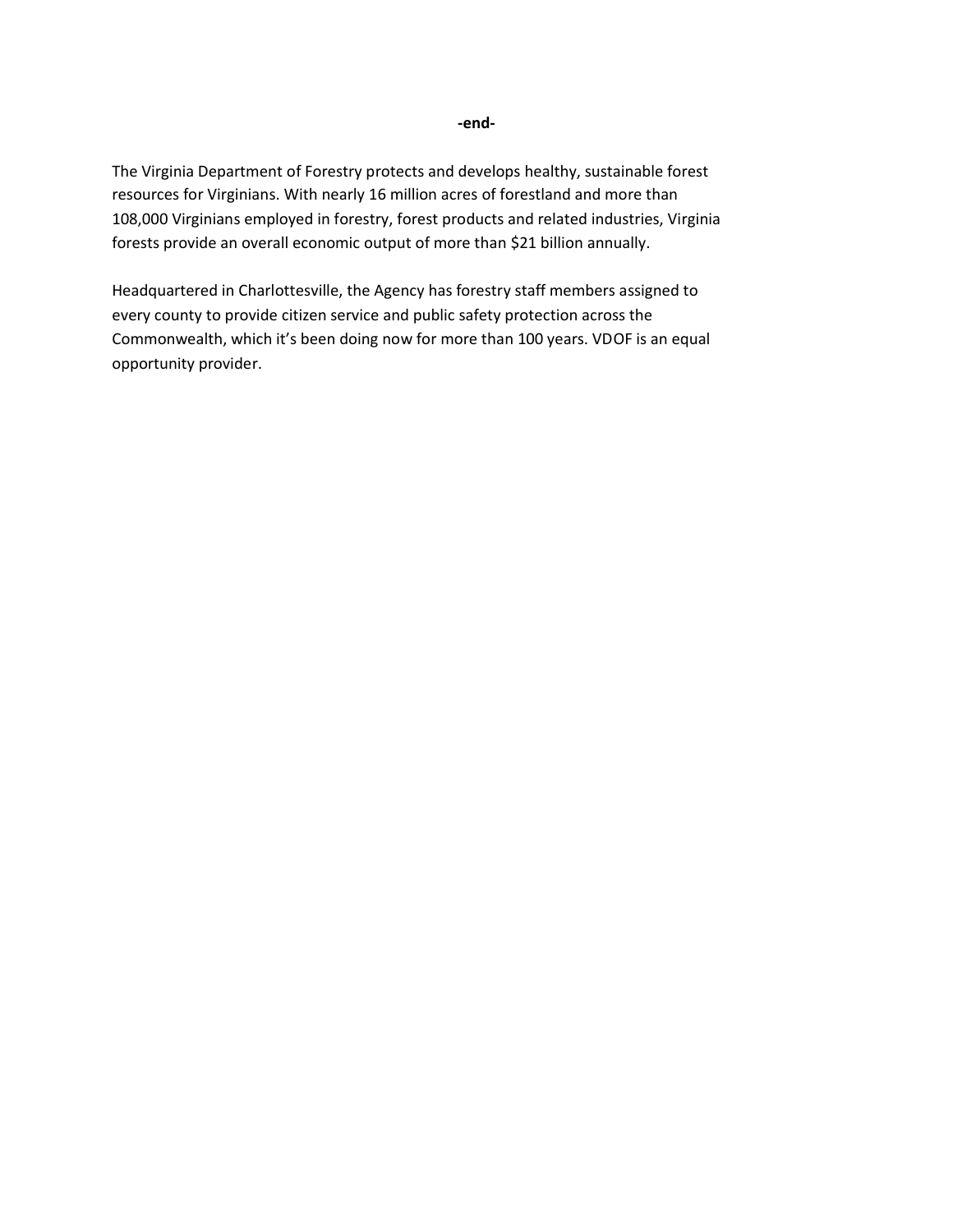**-end-**

The Virginia Department of Forestry protects and develops healthy, sustainable forest resources for Virginians. With nearly 16 million acres of forestland and more than 108,000 Virginians employed in forestry, forest products and related industries, Virginia forests provide an overall economic output of more than $21 billion annually.

Headquartered in Charlottesville, the Agency has forestry staff members assigned to every county to provide citizen service and public safety protection across the Commonwealth, which it's been doing now for more than 100 years. VDOF is an equal opportunity provider.